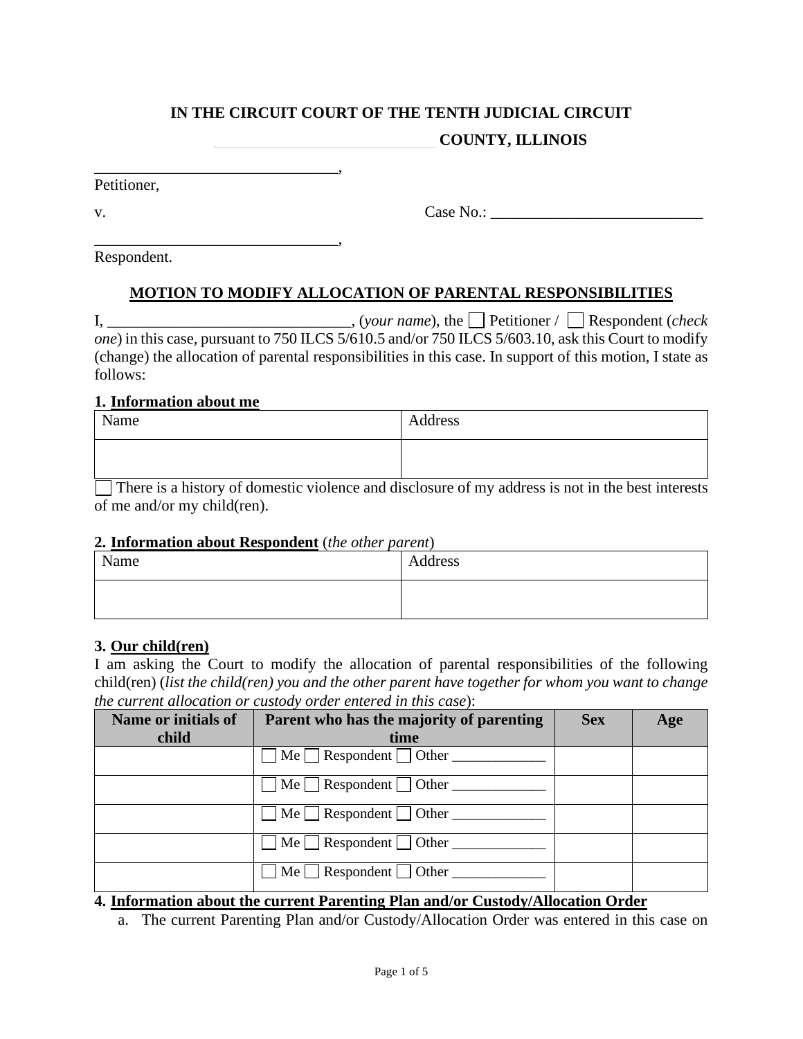**IN THE CIRCUIT COURT OF THE TENTH JUDICIAL CIRCUIT**

**_____________________________ COUNTY, ILLINOIS**

_______________________________,
Petitioner,

v. Case No.: ___________________________

_______________________________,
Respondent.

**MOTION TO MODIFY ALLOCATION OF PARENTAL RESPONSIBILITIES**

I, _______________________________, (*your name*), the ☐ Petitioner / ☐ Respondent (*check one*) in this case, pursuant to 750 ILCS 5/610.5 and/or 750 ILCS 5/603.10, ask this Court to modify (change) the allocation of parental responsibilities in this case. In support of this motion, I state as follows:

**1. Information about me**

| Name | Address |
|---|---|
| | |

☐ There is a history of domestic violence and disclosure of my address is not in the best interests of me and/or my child(ren).

**2. Information about Respondent** (*the other parent*)

| Name | Address |
|---|---|
| | |

**3. Our child(ren)**

I am asking the Court to modify the allocation of parental responsibilities of the following child(ren) (*list the child(ren) you and the other parent have together for whom you want to change the current allocation or custody order entered in this case*):

| Name or initials of child | Parent who has the majority of parenting time | Sex | Age |
|---|---|---|---|
| | ☐ Me ☐ Respondent ☐ Other _____________ | | |
| | ☐ Me ☐ Respondent ☐ Other _____________ | | |
| | ☐ Me ☐ Respondent ☐ Other _____________ | | |
| | ☐ Me ☐ Respondent ☐ Other _____________ | | |
| | ☐ Me ☐ Respondent ☐ Other _____________ | | |

**4. Information about the current Parenting Plan and/or Custody/Allocation Order**

a. The current Parenting Plan and/or Custody/Allocation Order was entered in this case on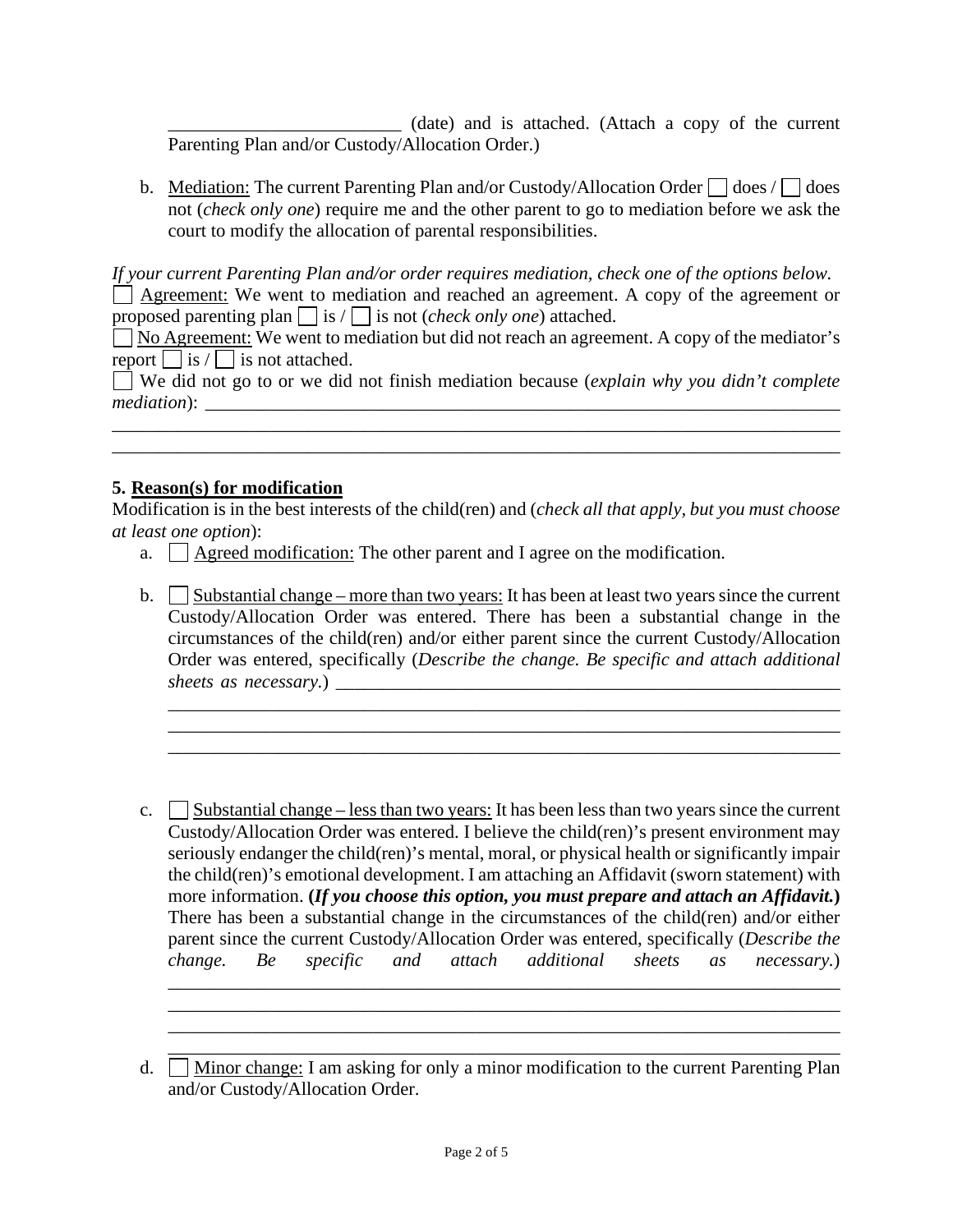_________________________ (date) and is attached. (Attach a copy of the current Parenting Plan and/or Custody/Allocation Order.)

b. Mediation: The current Parenting Plan and/or Custody/Allocation Order ☐ does / ☐ does not (*check only one*) require me and the other parent to go to mediation before we ask the court to modify the allocation of parental responsibilities.

*If your current Parenting Plan and/or order requires mediation, check one of the options below.*

☐ Agreement: We went to mediation and reached an agreement. A copy of the agreement or proposed parenting plan ☐ is / ☐ is not (*check only one*) attached.

☐ No Agreement: We went to mediation but did not reach an agreement. A copy of the mediator's report ☐ is / ☐ is not attached.

☐ We did not go to or we did not finish mediation because (*explain why you didn't complete mediation*): ______________________________________________________________________
______________________________________________________________________________
______________________________________________________________________________

**5. Reason(s) for modification**

Modification is in the best interests of the child(ren) and (*check all that apply, but you must choose at least one option*):

a. ☐ Agreed modification: The other parent and I agree on the modification.

b. ☐ Substantial change – more than two years: It has been at least two years since the current Custody/Allocation Order was entered. There has been a substantial change in the circumstances of the child(ren) and/or either parent since the current Custody/Allocation Order was entered, specifically (*Describe the change. Be specific and attach additional sheets as necessary.*) _______________________________________________________
__________________________________________________________________________
__________________________________________________________________________
__________________________________________________________________________

c. ☐ Substantial change – less than two years: It has been less than two years since the current Custody/Allocation Order was entered. I believe the child(ren)'s present environment may seriously endanger the child(ren)'s mental, moral, or physical health or significantly impair the child(ren)'s emotional development. I am attaching an Affidavit (sworn statement) with more information. **(*If you choose this option, you must prepare and attach an Affidavit.*)** There has been a substantial change in the circumstances of the child(ren) and/or either parent since the current Custody/Allocation Order was entered, specifically (*Describe the change. Be specific and attach additional sheets as necessary.*)
__________________________________________________________________________
__________________________________________________________________________
__________________________________________________________________________
__________________________________________________________________________

d. ☐ Minor change: I am asking for only a minor modification to the current Parenting Plan and/or Custody/Allocation Order.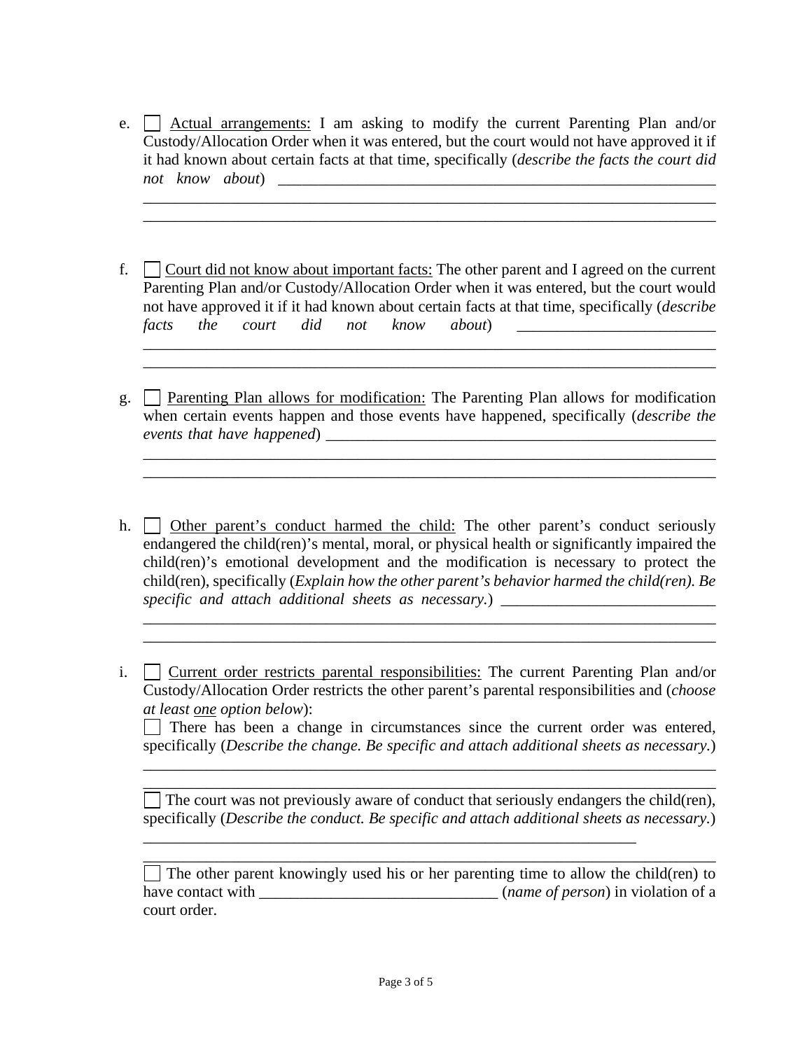e. ☐ <u>Actual arrangements:</u> I am asking to modify the current Parenting Plan and/or Custody/Allocation Order when it was entered, but the court would not have approved it if it had known about certain facts at that time, specifically (*describe the facts the court did not know about*) ________________________________________________________
______________________________________________________________________
______________________________________________________________________

f. ☐ <u>Court did not know about important facts:</u> The other parent and I agreed on the current Parenting Plan and/or Custody/Allocation Order when it was entered, but the court would not have approved it if it had known about certain facts at that time, specifically (*describe facts the court did not know about*) _________________________
______________________________________________________________________
______________________________________________________________________

g. ☐ <u>Parenting Plan allows for modification:</u> The Parenting Plan allows for modification when certain events happen and those events have happened, specifically (*describe the events that have happened*) ___________________________________________________
______________________________________________________________________
______________________________________________________________________

h. ☐ <u>Other parent's conduct harmed the child:</u> The other parent's conduct seriously endangered the child(ren)'s mental, moral, or physical health or significantly impaired the child(ren)'s emotional development and the modification is necessary to protect the child(ren), specifically (*Explain how the other parent's behavior harmed the child(ren). Be specific and attach additional sheets as necessary.*) ___________________________
______________________________________________________________________
______________________________________________________________________

i. ☐ <u>Current order restricts parental responsibilities:</u> The current Parenting Plan and/or Custody/Allocation Order restricts the other parent's parental responsibilities and (*choose at least <u>one</u> option below*):

☐ There has been a change in circumstances since the current order was entered, specifically (*Describe the change. Be specific and attach additional sheets as necessary.*)
______________________________________________________________________
______________________________________________________________________

☐ The court was not previously aware of conduct that seriously endangers the child(ren), specifically (*Describe the conduct. Be specific and attach additional sheets as necessary.*)
______________________________________________________________
______________________________________________________________________

☐ The other parent knowingly used his or her parenting time to allow the child(ren) to have contact with ______________________________ (*name of person*) in violation of a court order.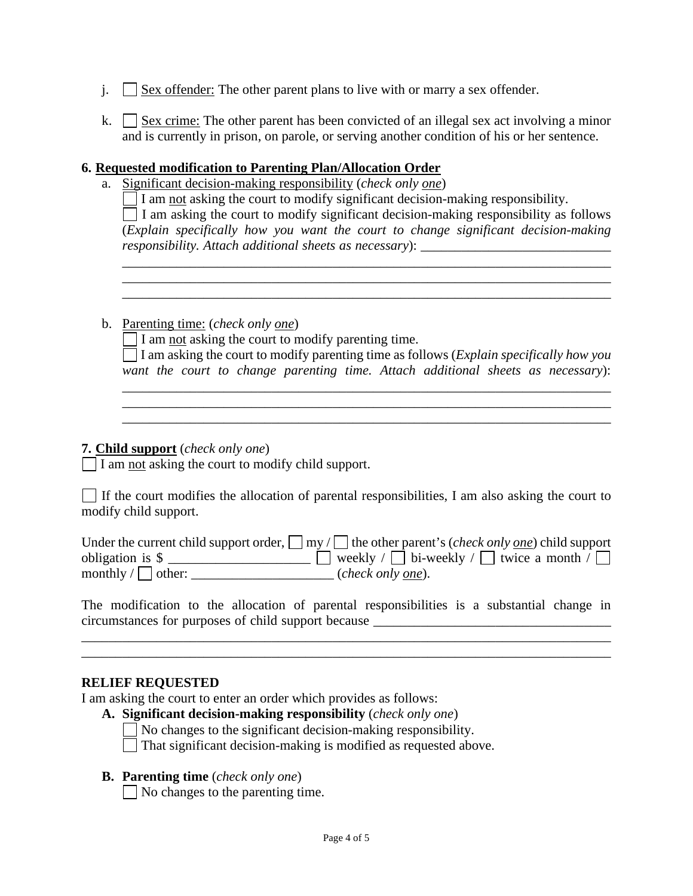j. ☐ Sex offender: The other parent plans to live with or marry a sex offender.

k. ☐ Sex crime: The other parent has been convicted of an illegal sex act involving a minor and is currently in prison, on parole, or serving another condition of his or her sentence.

**6. Requested modification to Parenting Plan/Allocation Order**

a. Significant decision-making responsibility (*check only one*)

☐ I am not asking the court to modify significant decision-making responsibility.

☐ I am asking the court to modify significant decision-making responsibility as follows (*Explain specifically how you want the court to change significant decision-making responsibility. Attach additional sheets as necessary*): ____________________________
______________________________________________________________________
______________________________________________________________________
______________________________________________________________________

b. Parenting time: (*check only one*)

☐ I am not asking the court to modify parenting time.

☐ I am asking the court to modify parenting time as follows (*Explain specifically how you want the court to change parenting time. Attach additional sheets as necessary*):
______________________________________________________________________
______________________________________________________________________
______________________________________________________________________

**7. Child support** (*check only one*)

☐ I am not asking the court to modify child support.

☐ If the court modifies the allocation of parental responsibilities, I am also asking the court to modify child support.

Under the current child support order, ☐ my / ☐ the other parent's (*check only one*) child support obligation is $ _____________________ ☐ weekly / ☐ bi-weekly / ☐ twice a month / ☐ monthly / ☐ other: _____________________ (*check only one*).

The modification to the allocation of parental responsibilities is a substantial change in circumstances for purposes of child support because ___________________________________
________________________________________________________________________________
________________________________________________________________________________

**RELIEF REQUESTED**

I am asking the court to enter an order which provides as follows:

**A. Significant decision-making responsibility** (*check only one*)

☐ No changes to the significant decision-making responsibility.

☐ That significant decision-making is modified as requested above.

**B. Parenting time** (*check only one*)

☐ No changes to the parenting time.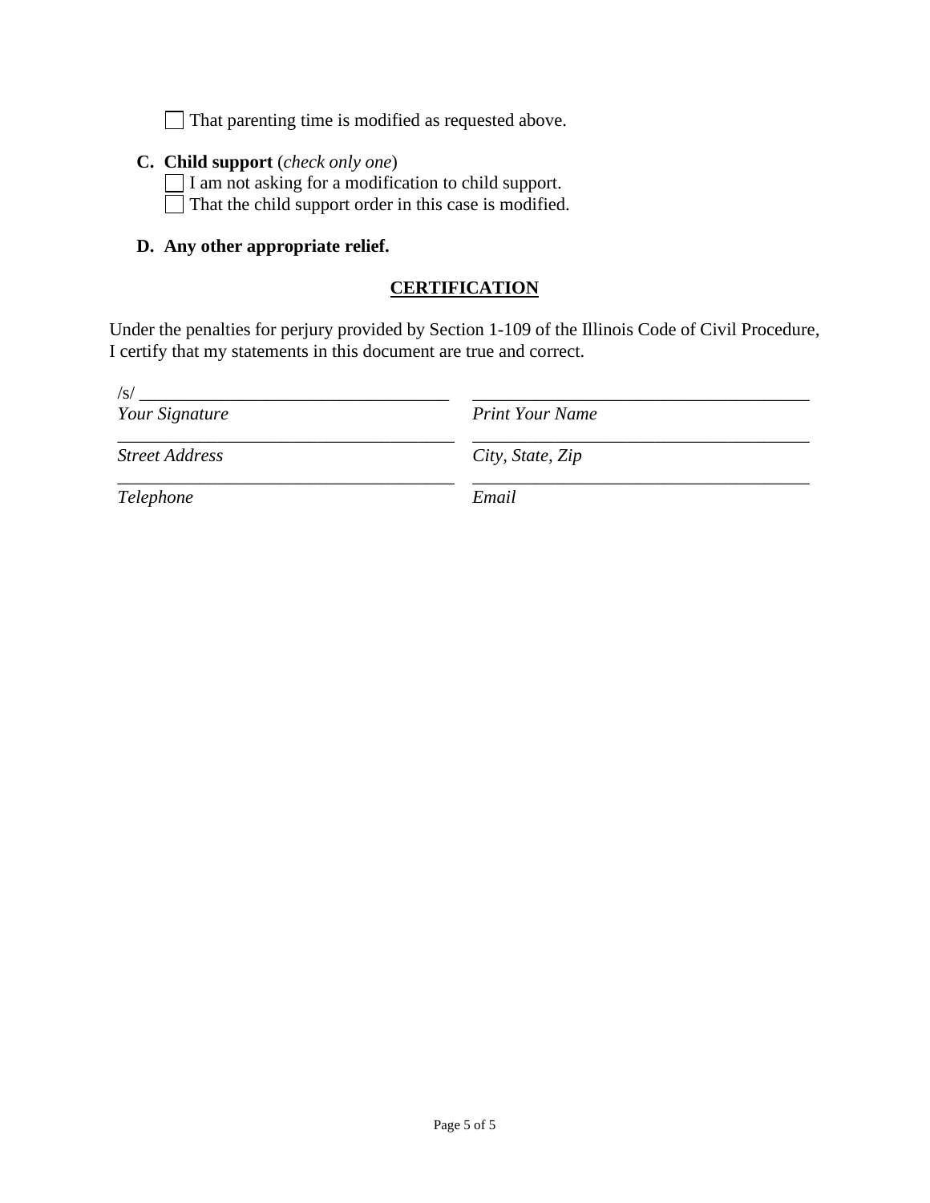☐ That parenting time is modified as requested above.

**C. Child support** (*check only one*)

☐ I am not asking for a modification to child support.

☐ That the child support order in this case is modified.

**D. Any other appropriate relief.**

## CERTIFICATION

Under the penalties for perjury provided by Section 1-109 of the Illinois Code of Civil Procedure, I certify that my statements in this document are true and correct.

| | |
|---|---|
| /s/ ______________________________ | ______________________________ |
| *Your Signature* | *Print Your Name* |
| ______________________________ | ______________________________ |
| *Street Address* | *City, State, Zip* |
| ______________________________ | ______________________________ |
| *Telephone* | *Email* |